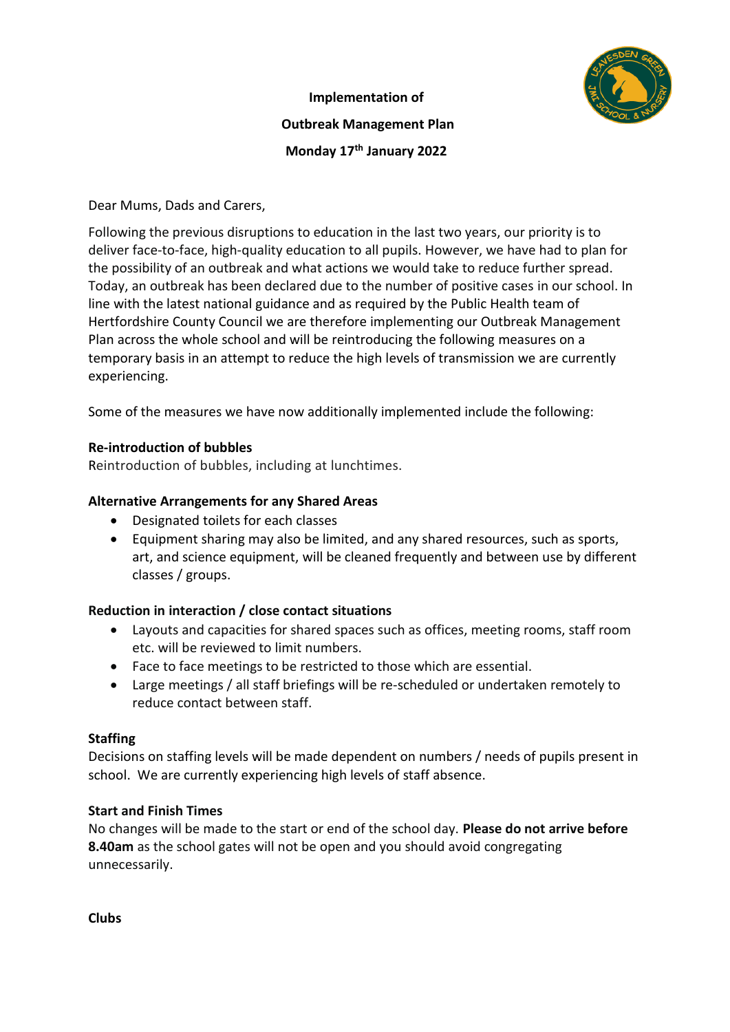**Implementation of**

**Outbreak Management Plan**

**Monday 17th January 2022**

Dear Mums, Dads and Carers,

Following the previous disruptions to education in the last two years, our priority is to deliver face-to-face, high-quality education to all pupils. However, we have had to plan for the possibility of an outbreak and what actions we would take to reduce further spread. Today, an outbreak has been declared due to the number of positive cases in our school. In line with the latest national guidance and as required by the Public Health team of Hertfordshire County Council we are therefore implementing our Outbreak Management Plan across the whole school and will be reintroducing the following measures on a temporary basis in an attempt to reduce the high levels of transmission we are currently experiencing.

Some of the measures we have now additionally implemented include the following:

**Re-introduction of bubbles**

Reintroduction of bubbles, including at lunchtimes.

**Alternative Arrangements for any Shared Areas**

- Designated toilets for each classes
- Equipment sharing may also be limited, and any shared resources, such as sports, art, and science equipment, will be cleaned frequently and between use by different classes / groups.

**Reduction in interaction / close contact situations**

- Layouts and capacities for shared spaces such as offices, meeting rooms, staff room etc. will be reviewed to limit numbers.
- Face to face meetings to be restricted to those which are essential.
- Large meetings / all staff briefings will be re-scheduled or undertaken remotely to reduce contact between staff.

**Staffing**

Decisions on staffing levels will be made dependent on numbers / needs of pupils present in school. We are currently experiencing high levels of staff absence.

**Start and Finish Times**

No changes will be made to the start or end of the school day. **Please do not arrive before 8.40am** as the school gates will not be open and you should avoid congregating unnecessarily.

**Clubs**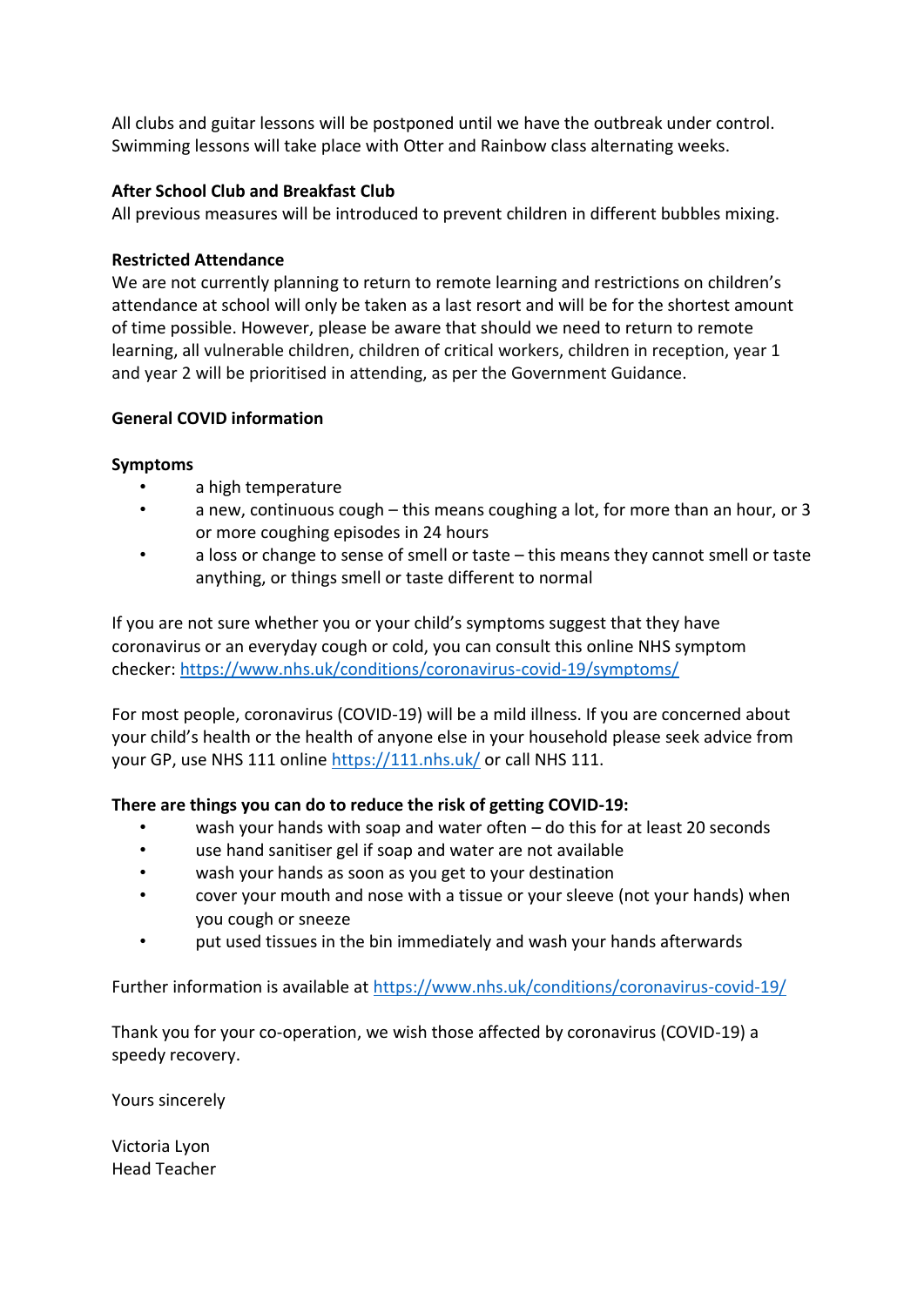All clubs and guitar lessons will be postponed until we have the outbreak under control. Swimming lessons will take place with Otter and Rainbow class alternating weeks.

**After School Club and Breakfast Club**

All previous measures will be introduced to prevent children in different bubbles mixing.

**Restricted Attendance**

We are not currently planning to return to remote learning and restrictions on children's attendance at school will only be taken as a last resort and will be for the shortest amount of time possible. However, please be aware that should we need to return to remote learning, all vulnerable children, children of critical workers, children in reception, year 1 and year 2 will be prioritised in attending, as per the Government Guidance.

**General COVID information**

**Symptoms**

- a high temperature
- a new, continuous cough – this means coughing a lot, for more than an hour, or 3 or more coughing episodes in 24 hours
- a loss or change to sense of smell or taste – this means they cannot smell or taste anything, or things smell or taste different to normal

If you are not sure whether you or your child's symptoms suggest that they have coronavirus or an everyday cough or cold, you can consult this online NHS symptom checker: https://www.nhs.uk/conditions/coronavirus-covid-19/symptoms/

For most people, coronavirus (COVID-19) will be a mild illness. If you are concerned about your child's health or the health of anyone else in your household please seek advice from your GP, use NHS 111 online https://111.nhs.uk/ or call NHS 111.

**There are things you can do to reduce the risk of getting COVID-19:**

- wash your hands with soap and water often – do this for at least 20 seconds
- use hand sanitiser gel if soap and water are not available
- wash your hands as soon as you get to your destination
- cover your mouth and nose with a tissue or your sleeve (not your hands) when you cough or sneeze
- put used tissues in the bin immediately and wash your hands afterwards

Further information is available at https://www.nhs.uk/conditions/coronavirus-covid-19/

Thank you for your co-operation, we wish those affected by coronavirus (COVID-19) a speedy recovery.

Yours sincerely

Victoria Lyon
Head Teacher